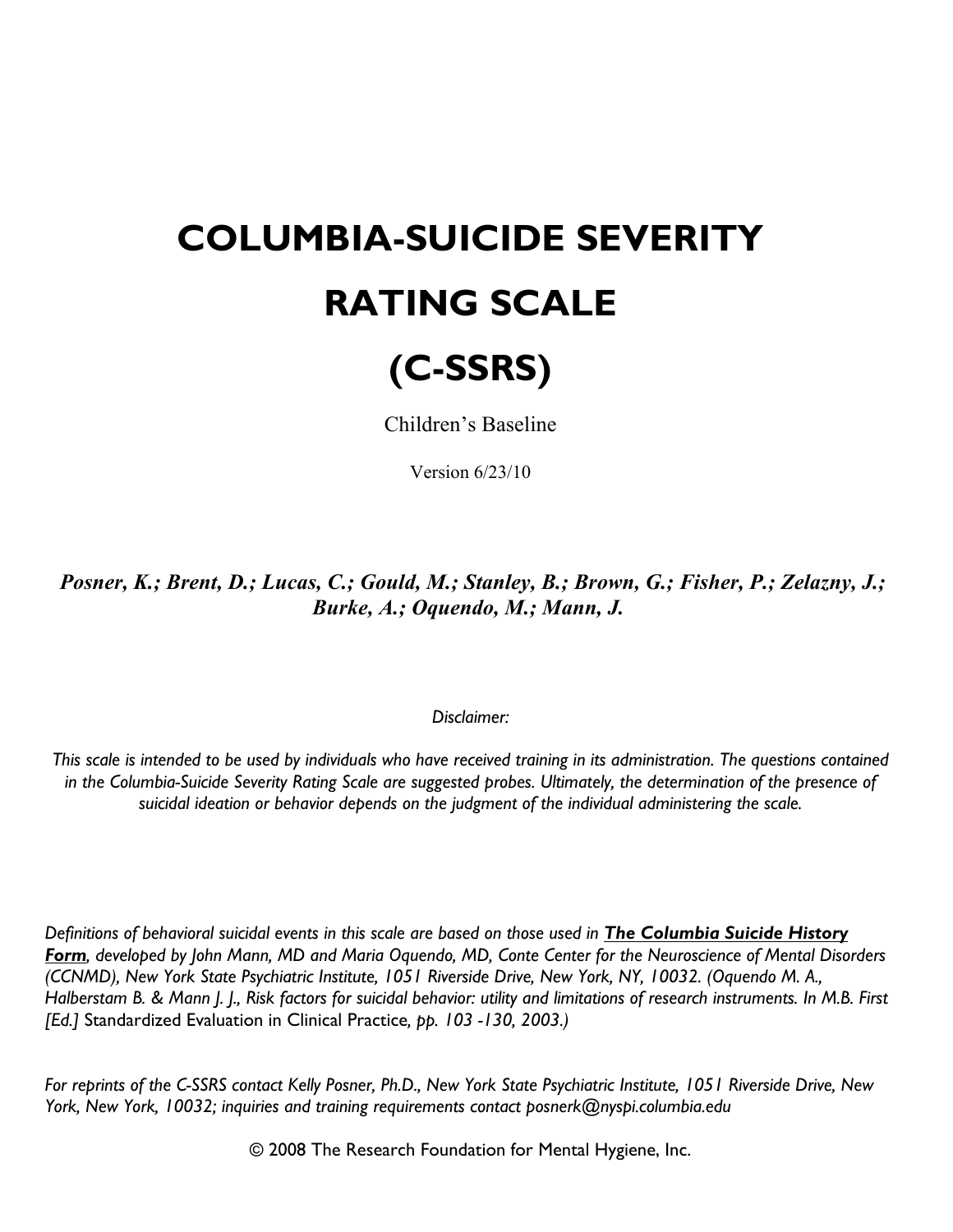# COLUMBIA-SUICIDE SEVERITY RATING SCALE (C-SSRS)

Children's Baseline

Version 6/23/10

***Posner, K.; Brent, D.; Lucas, C.; Gould, M.; Stanley, B.; Brown, G.; Fisher, P.; Zelazny, J.; Burke, A.; Oquendo, M.; Mann, J.***

*Disclaimer:*

*This scale is intended to be used by individuals who have received training in its administration. The questions contained in the Columbia-Suicide Severity Rating Scale are suggested probes. Ultimately, the determination of the presence of suicidal ideation or behavior depends on the judgment of the individual administering the scale.*

*Definitions of behavioral suicidal events in this scale are based on those used in* ***The Columbia Suicide History Form****, developed by John Mann, MD and Maria Oquendo, MD, Conte Center for the Neuroscience of Mental Disorders (CCNMD), New York State Psychiatric Institute, 1051 Riverside Drive, New York, NY, 10032. (Oquendo M. A., Halberstam B. & Mann J. J., Risk factors for suicidal behavior: utility and limitations of research instruments. In M.B. First [Ed.]* Standardized Evaluation in Clinical Practice*, pp. 103 -130, 2003.)*

*For reprints of the C-SSRS contact Kelly Posner, Ph.D., New York State Psychiatric Institute, 1051 Riverside Drive, New York, New York, 10032; inquiries and training requirements contact posnerk@nyspi.columbia.edu*

© 2008 The Research Foundation for Mental Hygiene, Inc.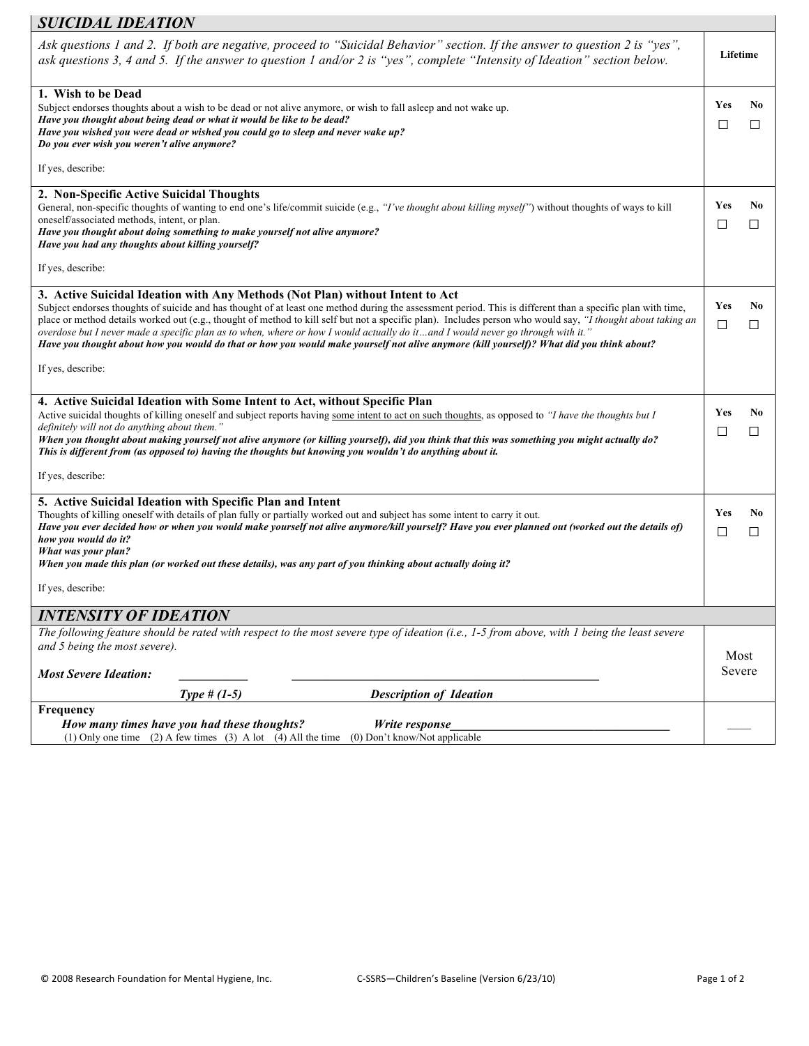## SUICIDAL IDEATION

| *Ask questions 1 and 2. If both are negative, proceed to "Suicidal Behavior" section. If the answer to question 2 is "yes", ask questions 3, 4 and 5. If the answer to question 1 and/or 2 is "yes", complete "Intensity of Ideation" section below.* | **Lifetime** |
|---|---|
| **1. Wish to be Dead**<br>Subject endorses thoughts about a wish to be dead or not alive anymore, or wish to fall asleep and not wake up.<br>***Have you thought about being dead or what it would be like to be dead?***<br>***Have you wished you were dead or wished you could go to sleep and never wake up?***<br>***Do you ever wish you weren't alive anymore?***<br><br>If yes, describe: | **Yes** ☐ **No** ☐ |
| **2. Non-Specific Active Suicidal Thoughts**<br>General, non-specific thoughts of wanting to end one's life/commit suicide (e.g., *"I've thought about killing myself"*) without thoughts of ways to kill oneself/associated methods, intent, or plan.<br>***Have you thought about doing something to make yourself not alive anymore?***<br>***Have you had any thoughts about killing yourself?***<br><br>If yes, describe: | **Yes** ☐ **No** ☐ |
| **3. Active Suicidal Ideation with Any Methods (Not Plan) without Intent to Act**<br>Subject endorses thoughts of suicide and has thought of at least one method during the assessment period. This is different than a specific plan with time, place or method details worked out (e.g., thought of method to kill self but not a specific plan). Includes person who would say, *"I thought about taking an overdose but I never made a specific plan as to when, where or how I would actually do it…and I would never go through with it."*<br>***Have you thought about how you would do that or how you would make yourself not alive anymore (kill yourself)? What did you think about?***<br><br>If yes, describe: | **Yes** ☐ **No** ☐ |
| **4. Active Suicidal Ideation with Some Intent to Act, without Specific Plan**<br>Active suicidal thoughts of killing oneself and subject reports having some intent to act on such thoughts, as opposed to *"I have the thoughts but I definitely will not do anything about them."*<br>***When you thought about making yourself not alive anymore (or killing yourself), did you think that this was something you might actually do?***<br>***This is different from (as opposed to) having the thoughts but knowing you wouldn't do anything about it.***<br><br>If yes, describe: | **Yes** ☐ **No** ☐ |
| **5. Active Suicidal Ideation with Specific Plan and Intent**<br>Thoughts of killing oneself with details of plan fully or partially worked out and subject has some intent to carry it out.<br>***Have you ever decided how or when you would make yourself not alive anymore/kill yourself? Have you ever planned out (worked out the details of) how you would do it?***<br>***What was your plan?***<br>***When you made this plan (or worked out these details), was any part of you thinking about actually doing it?***<br><br>If yes, describe: | **Yes** ☐ **No** ☐ |

## INTENSITY OF IDEATION

| *The following feature should be rated with respect to the most severe type of ideation (i.e., 1-5 from above, with 1 being the least severe and 5 being the most severe).*<br><br>***Most Severe Ideation:*** \_\_\_\_\_\_\_\_\_\_ \_\_\_\_\_\_\_\_\_\_\_\_\_\_\_\_\_\_\_\_\_\_\_\_\_\_\_\_\_\_\_\_\_\_\_\_\_\_\_\_\_\_\_\_<br>***Type # (1-5)*** ***Description of Ideation*** | Most Severe |
|---|---|
| **Frequency**<br>***How many times have you had these thoughts?*** ***Write response*** \_\_\_\_\_\_\_\_\_\_\_\_\_\_\_\_\_\_\_\_\_\_\_\_\_\_\_\_\_\_\_\_\_\_<br>(1) Only one time (2) A few times (3) A lot (4) All the time (0) Don't know/Not applicable | \_\_\_\_ |

© 2008 Research Foundation for Mental Hygiene, Inc. C-SSRS—Children's Baseline (Version 6/23/10)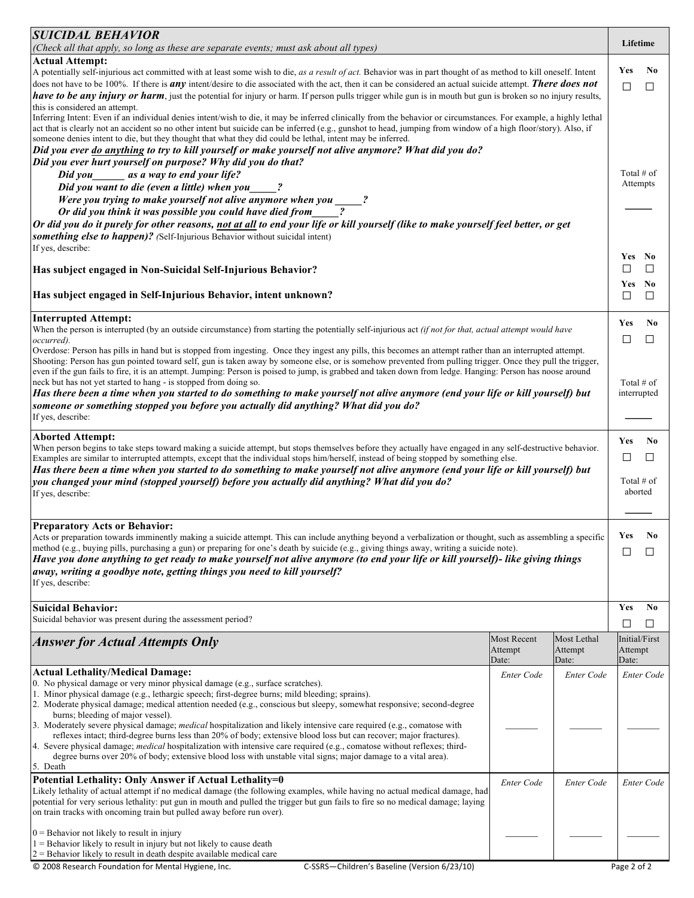| **_SUICIDAL BEHAVIOR_** _(Check all that apply, so long as these are separate events; must ask about all types)_ | Lifetime |
|---|---|
| **Actual Attempt:** A potentially self-injurious act committed with at least some wish to die, _as a result of act._ Behavior was in part thought of as method to kill oneself. Intent does not have to be 100%. If there is **_any_** intent/desire to die associated with the act, then it can be considered an actual suicide attempt. **_There does not have to be any injury or harm_**, just the potential for injury or harm. If person pulls trigger while gun is in mouth but gun is broken so no injury results, this is considered an attempt. Inferring Intent: Even if an individual denies intent/wish to die, it may be inferred clinically from the behavior or circumstances. For example, a highly lethal act that is clearly not an accident so no other intent but suicide can be inferred (e.g., gunshot to head, jumping from window of a high floor/story). Also, if someone denies intent to die, but they thought that what they did could be lethal, intent may be inferred. **_Did you ever do anything to try to kill yourself or make yourself not alive anymore? What did you do?_** **_Did you ever hurt yourself on purpose? Why did you do that?_** **_Did you______ as a way to end your life?_** **_Did you want to die (even a little) when you_____?_** **_Were you trying to make yourself not alive anymore when you _____?_** **_Or did you think it was possible you could have died from_____?_** **_Or did you do it purely for other reasons, not at all to end your life or kill yourself (like to make yourself feel better, or get something else to happen)?_** _(_Self-Injurious Behavior without suicidal intent) If yes, describe: | Yes No ☐ ☐ Total # of Attempts _____ |
| **Has subject engaged in Non-Suicidal Self-Injurious Behavior?** | Yes No ☐ ☐ |
| **Has subject engaged in Self-Injurious Behavior, intent unknown?** | Yes No ☐ ☐ |
| **Interrupted Attempt:** When the person is interrupted (by an outside circumstance) from starting the potentially self-injurious act _(if not for that, actual attempt would have occurred)._ Overdose: Person has pills in hand but is stopped from ingesting. Once they ingest any pills, this becomes an attempt rather than an interrupted attempt. Shooting: Person has gun pointed toward self, gun is taken away by someone else, or is somehow prevented from pulling trigger. Once they pull the trigger, even if the gun fails to fire, it is an attempt. Jumping: Person is poised to jump, is grabbed and taken down from ledge. Hanging: Person has noose around neck but has not yet started to hang - is stopped from doing so. **_Has there been a time when you started to do something to make yourself not alive anymore (end your life or kill yourself) but someone or something stopped you before you actually did anything? What did you do?_** If yes, describe: | Yes No ☐ ☐ Total # of interrupted _____ |
| **Aborted Attempt:** When person begins to take steps toward making a suicide attempt, but stops themselves before they actually have engaged in any self-destructive behavior. Examples are similar to interrupted attempts, except that the individual stops him/herself, instead of being stopped by something else. **_Has there been a time when you started to do something to make yourself not alive anymore (end your life or kill yourself) but you changed your mind (stopped yourself) before you actually did anything? What did you do?_** If yes, describe: | Yes No ☐ ☐ Total # of aborted _____ |
| **Preparatory Acts or Behavior:** Acts or preparation towards imminently making a suicide attempt. This can include anything beyond a verbalization or thought, such as assembling a specific method (e.g., buying pills, purchasing a gun) or preparing for one's death by suicide (e.g., giving things away, writing a suicide note). **_Have you done anything to get ready to make yourself not alive anymore (to end your life or kill yourself)- like giving things away, writing a goodbye note, getting things you need to kill yourself?_** If yes, describe: | Yes No ☐ ☐ |
| **Suicidal Behavior:** Suicidal behavior was present during the assessment period? | Yes No ☐ ☐ |

| **_Answer for Actual Attempts Only_** | Most Recent Attempt Date: | Most Lethal Attempt Date: | Initial/First Attempt Date: |
|---|---|---|---|
| **Actual Lethality/Medical Damage:** 0. No physical damage or very minor physical damage (e.g., surface scratches). 1. Minor physical damage (e.g., lethargic speech; first-degree burns; mild bleeding; sprains). 2. Moderate physical damage; medical attention needed (e.g., conscious but sleepy, somewhat responsive; second-degree burns; bleeding of major vessel). 3. Moderately severe physical damage; _medical_ hospitalization and likely intensive care required (e.g., comatose with reflexes intact; third-degree burns less than 20% of body; extensive blood loss but can recover; major fractures). 4. Severe physical damage; _medical_ hospitalization with intensive care required (e.g., comatose without reflexes; third-degree burns over 20% of body; extensive blood loss with unstable vital signs; major damage to a vital area). 5. Death | _Enter Code_ _____ | _Enter Code_ _____ | _Enter Code_ _____ |
| **Potential Lethality: Only Answer if Actual Lethality=0** Likely lethality of actual attempt if no medical damage (the following examples, while having no actual medical damage, had potential for very serious lethality: put gun in mouth and pulled the trigger but gun fails to fire so no medical damage; laying on train tracks with oncoming train but pulled away before run over). 0 = Behavior not likely to result in injury 1 = Behavior likely to result in injury but not likely to cause death 2 = Behavior likely to result in death despite available medical care | _Enter Code_ _____ | _Enter Code_ _____ | _Enter Code_ _____ |

© 2008 Research Foundation for Mental Hygiene, Inc. C-SSRS—Children's Baseline (Version 6/23/10)